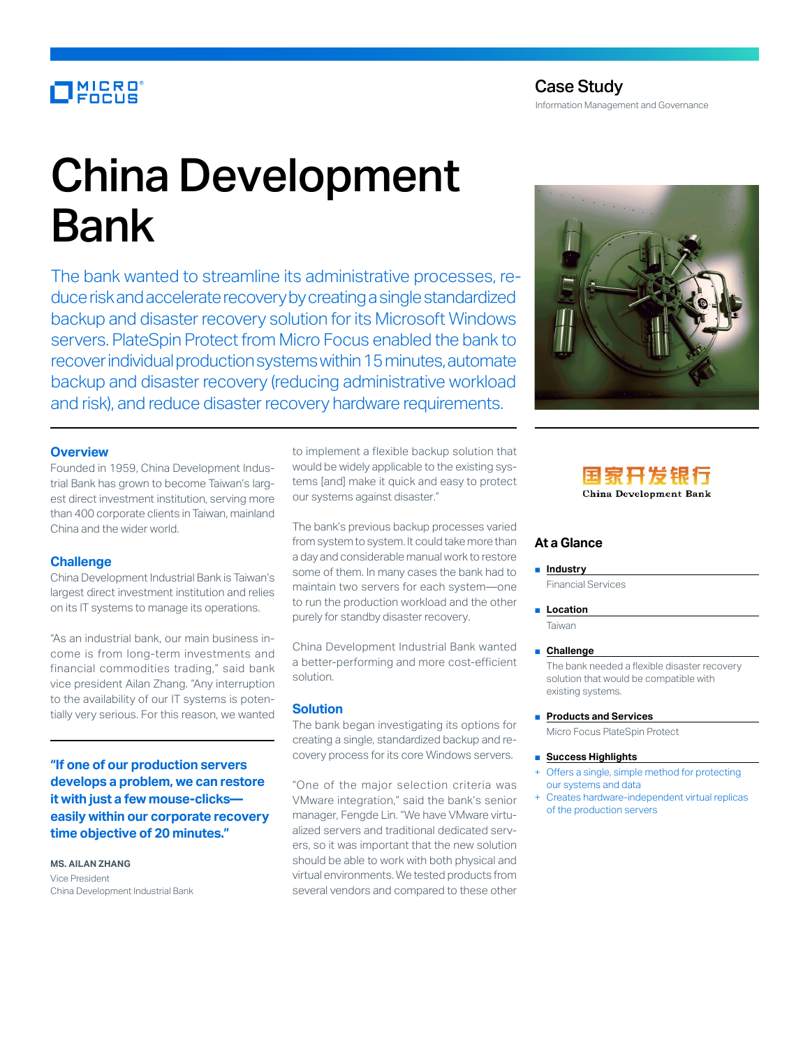Micro Focus

## Case Study

Information Management and Governance

# China Development Bank

The bank wanted to streamline its administrative processes, reduce risk and accelerate recovery by creating a single standardized backup and disaster recovery solution for its Microsoft Windows servers. PlateSpin Protect from Micro Focus enabled the bank to recover individual production systems within 15 minutes, automate backup and disaster recovery (reducing administrative workload and risk), and reduce disaster recovery hardware requirements.

## Overview

Founded in 1959, China Development Industrial Bank has grown to become Taiwan's largest direct investment institution, serving more than 400 corporate clients in Taiwan, mainland China and the wider world.

## Challenge

China Development Industrial Bank is Taiwan's largest direct investment institution and relies on its IT systems to manage its operations.

"As an industrial bank, our main business income is from long-term investments and financial commodities trading," said bank vice president Ailan Zhang. "Any interruption to the availability of our IT systems is potentially very serious. For this reason, we wanted to implement a flexible backup solution that would be widely applicable to the existing systems [and] make it quick and easy to protect our systems against disaster."

**"If one of our production servers develops a problem, we can restore it with just a few mouse-clicks—easily within our corporate recovery time objective of 20 minutes."**

**MS. AILAN ZHANG**
Vice President
China Development Industrial Bank

The bank's previous backup processes varied from system to system. It could take more than a day and considerable manual work to restore some of them. In many cases the bank had to maintain two servers for each system—one to run the production workload and the other purely for standby disaster recovery.

China Development Industrial Bank wanted a better-performing and more cost-efficient solution.

## Solution

The bank began investigating its options for creating a single, standardized backup and recovery process for its core Windows servers.

"One of the major selection criteria was VMware integration," said the bank's senior manager, Fengde Lin. "We have VMware virtualized servers and traditional dedicated servers, so it was important that the new solution should be able to work with both physical and virtual environments. We tested products from several vendors and compared to these other

国家开发银行
China Development Bank

## At a Glance

- **Industry**
  Financial Services
- **Location**
  Taiwan
- **Challenge**
  The bank needed a flexible disaster recovery solution that would be compatible with existing systems.
- **Products and Services**
  Micro Focus PlateSpin Protect
- **Success Highlights**
  + Offers a single, simple method for protecting our systems and data
  + Creates hardware-independent virtual replicas of the production servers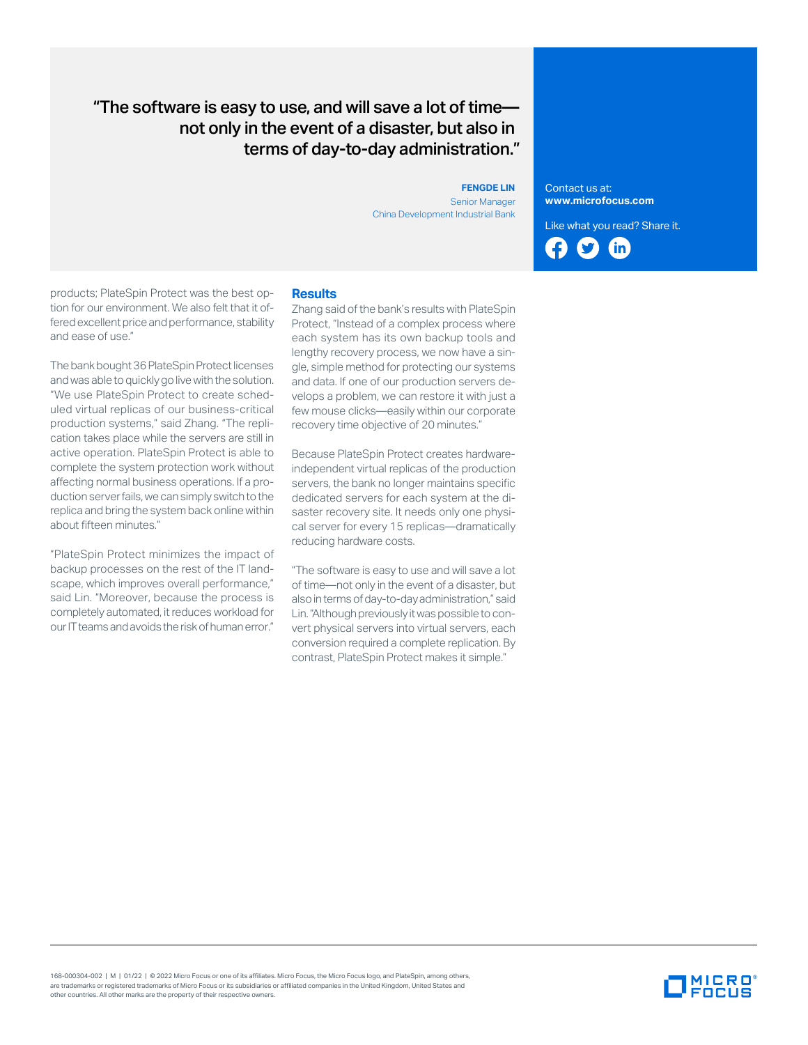> "The software is easy to use, and will save a lot of time—not only in the event of a disaster, but also in terms of day-to-day administration."

**FENGDE LIN**
Senior Manager
China Development Industrial Bank

Contact us at:
**www.microfocus.com**

Like what you read? Share it.

products; PlateSpin Protect was the best option for our environment. We also felt that it offered excellent price and performance, stability and ease of use."

The bank bought 36 PlateSpin Protect licenses and was able to quickly go live with the solution. "We use PlateSpin Protect to create scheduled virtual replicas of our business-critical production systems," said Zhang. "The replication takes place while the servers are still in active operation. PlateSpin Protect is able to complete the system protection work without affecting normal business operations. If a production server fails, we can simply switch to the replica and bring the system back online within about fifteen minutes."

"PlateSpin Protect minimizes the impact of backup processes on the rest of the IT landscape, which improves overall performance," said Lin. "Moreover, because the process is completely automated, it reduces workload for our IT teams and avoids the risk of human error."

## Results

Zhang said of the bank's results with PlateSpin Protect, "Instead of a complex process where each system has its own backup tools and lengthy recovery process, we now have a single, simple method for protecting our systems and data. If one of our production servers develops a problem, we can restore it with just a few mouse clicks—easily within our corporate recovery time objective of 20 minutes."

Because PlateSpin Protect creates hardware-independent virtual replicas of the production servers, the bank no longer maintains specific dedicated servers for each system at the disaster recovery site. It needs only one physical server for every 15 replicas—dramatically reducing hardware costs.

"The software is easy to use and will save a lot of time—not only in the event of a disaster, but also in terms of day-to-day administration," said Lin. "Although previously it was possible to convert physical servers into virtual servers, each conversion required a complete replication. By contrast, PlateSpin Protect makes it simple."

168-000304-002 | M | 01/22 | © 2022 Micro Focus or one of its affiliates. Micro Focus, the Micro Focus logo, and PlateSpin, among others, are trademarks or registered trademarks of Micro Focus or its subsidiaries or affiliated companies in the United Kingdom, United States and other countries. All other marks are the property of their respective owners.